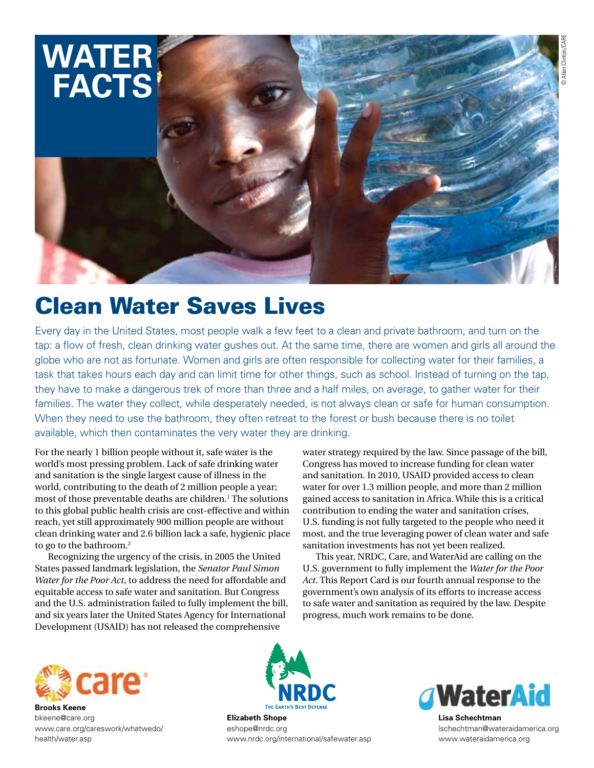# WATER FACTS

© Allen Clinton/CARE

## Clean Water Saves Lives

Every day in the United States, most people walk a few feet to a clean and private bathroom, and turn on the tap: a flow of fresh, clean drinking water gushes out. At the same time, there are women and girls all around the globe who are not as fortunate. Women and girls are often responsible for collecting water for their families, a task that takes hours each day and can limit time for other things, such as school. Instead of turning on the tap, they have to make a dangerous trek of more than three and a half miles, on average, to gather water for their families. The water they collect, while desperately needed, is not always clean or safe for human consumption. When they need to use the bathroom, they often retreat to the forest or bush because there is no toilet available, which then contaminates the very water they are drinking.

For the nearly 1 billion people without it, safe water is the world's most pressing problem. Lack of safe drinking water and sanitation is the single largest cause of illness in the world, contributing to the death of 2 million people a year; most of those preventable deaths are children.[1] The solutions to this global public health crisis are cost-effective and within reach, yet still approximately 900 million people are without clean drinking water and 2.6 billion lack a safe, hygienic place to go to the bathroom.[2]

Recognizing the urgency of the crisis, in 2005 the United States passed landmark legislation, the *Senator Paul Simon Water for the Poor Act*, to address the need for affordable and equitable access to safe water and sanitation. But Congress and the U.S. administration failed to fully implement the bill, and six years later the United States Agency for International Development (USAID) has not released the comprehensive water strategy required by the law. Since passage of the bill, Congress has moved to increase funding for clean water and sanitation. In 2010, USAID provided access to clean water for over 1.3 million people, and more than 2 million gained access to sanitation in Africa. While this is a critical contribution to ending the water and sanitation crises, U.S. funding is not fully targeted to the people who need it most, and the true leveraging power of clean water and safe sanitation investments has not yet been realized.

This year, NRDC, Care, and WaterAid are calling on the U.S. government to fully implement the *Water for the Poor Act*. This Report Card is our fourth annual response to the government's own analysis of its efforts to increase access to safe water and sanitation as required by the law. Despite progress, much work remains to be done.

care

**Brooks Keene**
bkeene@care.org
www.care.org/careswork/whatwedo/health/water.asp

NRDC — The Earth's Best Defense

**Elizabeth Shope**
eshope@nrdc.org
www.nrdc.org/international/safewater.asp

WaterAid

**Lisa Schechtman**
lschechtman@wateraidamerica.org
www.wateraidamerica.org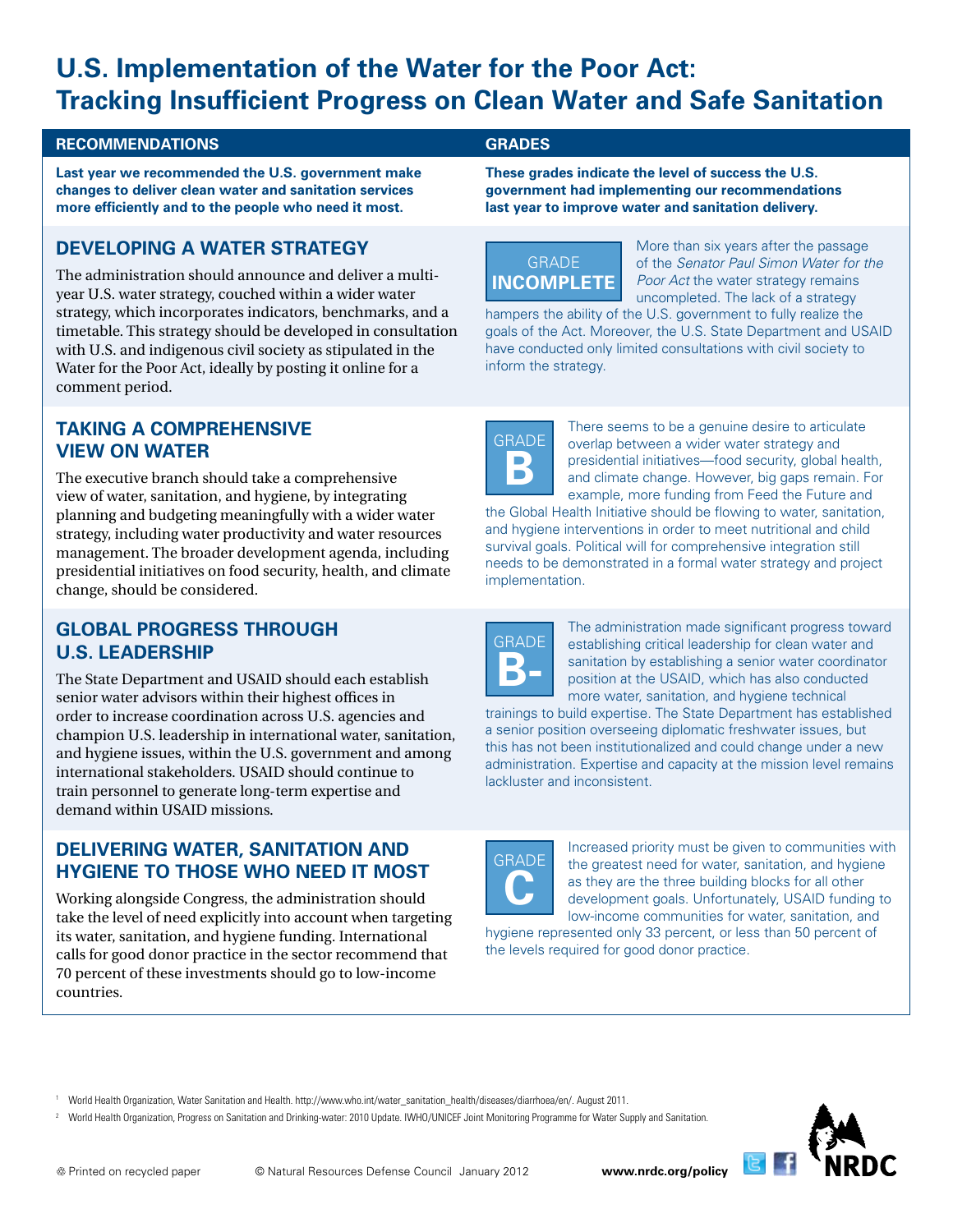# U.S. Implementation of the Water for the Poor Act: Tracking Insufficient Progress on Clean Water and Safe Sanitation

## RECOMMENDATIONS

**Last year we recommended the U.S. government make changes to deliver clean water and sanitation services more efficiently and to the people who need it most.**

## GRADES

**These grades indicate the level of success the U.S. government had implementing our recommendations last year to improve water and sanitation delivery.**

### DEVELOPING A WATER STRATEGY

The administration should announce and deliver a multi-year U.S. water strategy, couched within a wider water strategy, which incorporates indicators, benchmarks, and a timetable. This strategy should be developed in consultation with U.S. and indigenous civil society as stipulated in the Water for the Poor Act, ideally by posting it online for a comment period.

**GRADE INCOMPLETE**

More than six years after the passage of the *Senator Paul Simon Water for the Poor Act* the water strategy remains uncompleted. The lack of a strategy hampers the ability of the U.S. government to fully realize the goals of the Act. Moreover, the U.S. State Department and USAID have conducted only limited consultations with civil society to inform the strategy.

### TAKING A COMPREHENSIVE VIEW ON WATER

The executive branch should take a comprehensive view of water, sanitation, and hygiene, by integrating planning and budgeting meaningfully with a wider water strategy, including water productivity and water resources management. The broader development agenda, including presidential initiatives on food security, health, and climate change, should be considered.

**GRADE B**

There seems to be a genuine desire to articulate overlap between a wider water strategy and presidential initiatives—food security, global health, and climate change. However, big gaps remain. For example, more funding from Feed the Future and the Global Health Initiative should be flowing to water, sanitation, and hygiene interventions in order to meet nutritional and child survival goals. Political will for comprehensive integration still needs to be demonstrated in a formal water strategy and project implementation.

### GLOBAL PROGRESS THROUGH U.S. LEADERSHIP

The State Department and USAID should each establish senior water advisors within their highest offices in order to increase coordination across U.S. agencies and champion U.S. leadership in international water, sanitation, and hygiene issues, within the U.S. government and among international stakeholders. USAID should continue to train personnel to generate long-term expertise and demand within USAID missions.

**GRADE B-**

The administration made significant progress toward establishing critical leadership for clean water and sanitation by establishing a senior water coordinator position at the USAID, which has also conducted more water, sanitation, and hygiene technical trainings to build expertise. The State Department has established a senior position overseeing diplomatic freshwater issues, but this has not been institutionalized and could change under a new administration. Expertise and capacity at the mission level remains lackluster and inconsistent.

### DELIVERING WATER, SANITATION AND HYGIENE TO THOSE WHO NEED IT MOST

Working alongside Congress, the administration should take the level of need explicitly into account when targeting its water, sanitation, and hygiene funding. International calls for good donor practice in the sector recommend that 70 percent of these investments should go to low-income countries.

**GRADE C**

Increased priority must be given to communities with the greatest need for water, sanitation, and hygiene as they are the three building blocks for all other development goals. Unfortunately, USAID funding to low-income communities for water, sanitation, and hygiene represented only 33 percent, or less than 50 percent of the levels required for good donor practice.

---

[1] World Health Organization, Water Sanitation and Health. http://www.who.int/water_sanitation_health/diseases/diarrhoea/en/. August 2011.

[2] World Health Organization, Progress on Sanitation and Drinking-water: 2010 Update. IWHO/UNICEF Joint Monitoring Programme for Water Supply and Sanitation.

Printed on recycled paper © Natural Resources Defense Council January 2012 www.nrdc.org/policy